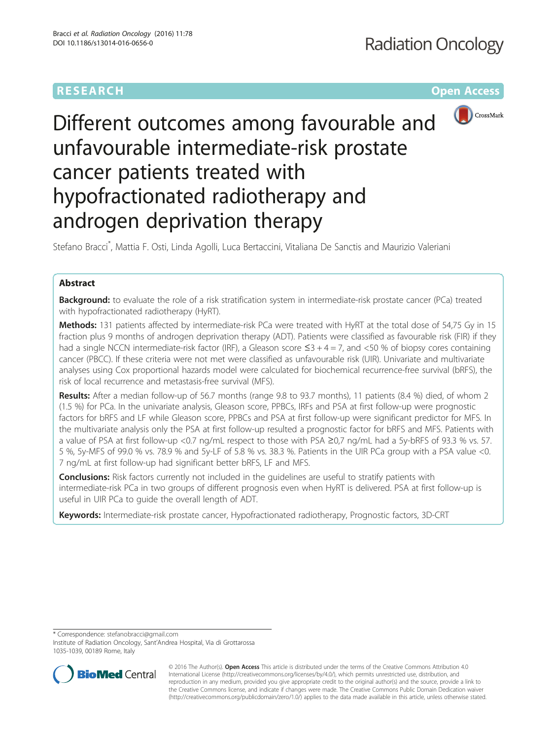RESEARCH Open Access

# Different outcomes among favourable and unfavourable intermediate-risk prostate cancer patients treated with hypofractionated radiotherapy and androgen deprivation therapy

Stefano Bracci*, Mattia F. Osti, Linda Agolli, Luca Bertaccini, Vitaliana De Sanctis and Maurizio Valeriani

## Abstract

**Background:** to evaluate the role of a risk stratification system in intermediate-risk prostate cancer (PCa) treated with hypofractionated radiotherapy (HyRT).

**Methods:** 131 patients affected by intermediate-risk PCa were treated with HyRT at the total dose of 54,75 Gy in 15 fraction plus 9 months of androgen deprivation therapy (ADT). Patients were classified as favourable risk (FIR) if they had a single NCCN intermediate-risk factor (IRF), a Gleason score $\leq 3 + 4 = 7$, and <50 % of biopsy cores containing cancer (PBCC). If these criteria were not met were classified as unfavourable risk (UIR). Univariate and multivariate analyses using Cox proportional hazards model were calculated for biochemical recurrence-free survival (bRFS), the risk of local recurrence and metastasis-free survival (MFS).

**Results:** After a median follow-up of 56.7 months (range 9.8 to 93.7 months), 11 patients (8.4 %) died, of whom 2 (1.5 %) for PCa. In the univariate analysis, Gleason score, PPBCs, IRFs and PSA at first follow-up were prognostic factors for bRFS and LF while Gleason score, PPBCs and PSA at first follow-up were significant predictor for MFS. In the multivariate analysis only the PSA at first follow-up resulted a prognostic factor for bRFS and MFS. Patients with a value of PSA at first follow-up <0.7 ng/mL respect to those with PSA ≥0,7 ng/mL had a 5y-bRFS of 93.3 % vs. 57.5 %, 5y-MFS of 99.0 % vs. 78.9 % and 5y-LF of 5.8 % vs. 38.3 %. Patients in the UIR PCa group with a PSA value <0.7 ng/mL at first follow-up had significant better bRFS, LF and MFS.

**Conclusions:** Risk factors currently not included in the guidelines are useful to stratify patients with intermediate-risk PCa in two groups of different prognosis even when HyRT is delivered. PSA at first follow-up is useful in UIR PCa to guide the overall length of ADT.

**Keywords:** Intermediate-risk prostate cancer, Hypofractionated radiotherapy, Prognostic factors, 3D-CRT

* Correspondence: stefanobracci@gmail.com
Institute of Radiation Oncology, Sant'Andrea Hospital, Via di Grottarossa 1035-1039, 00189 Rome, Italy

© 2016 The Author(s). **Open Access** This article is distributed under the terms of the Creative Commons Attribution 4.0 International License (http://creativecommons.org/licenses/by/4.0/), which permits unrestricted use, distribution, and reproduction in any medium, provided you give appropriate credit to the original author(s) and the source, provide a link to the Creative Commons license, and indicate if changes were made. The Creative Commons Public Domain Dedication waiver (http://creativecommons.org/publicdomain/zero/1.0/) applies to the data made available in this article, unless otherwise stated.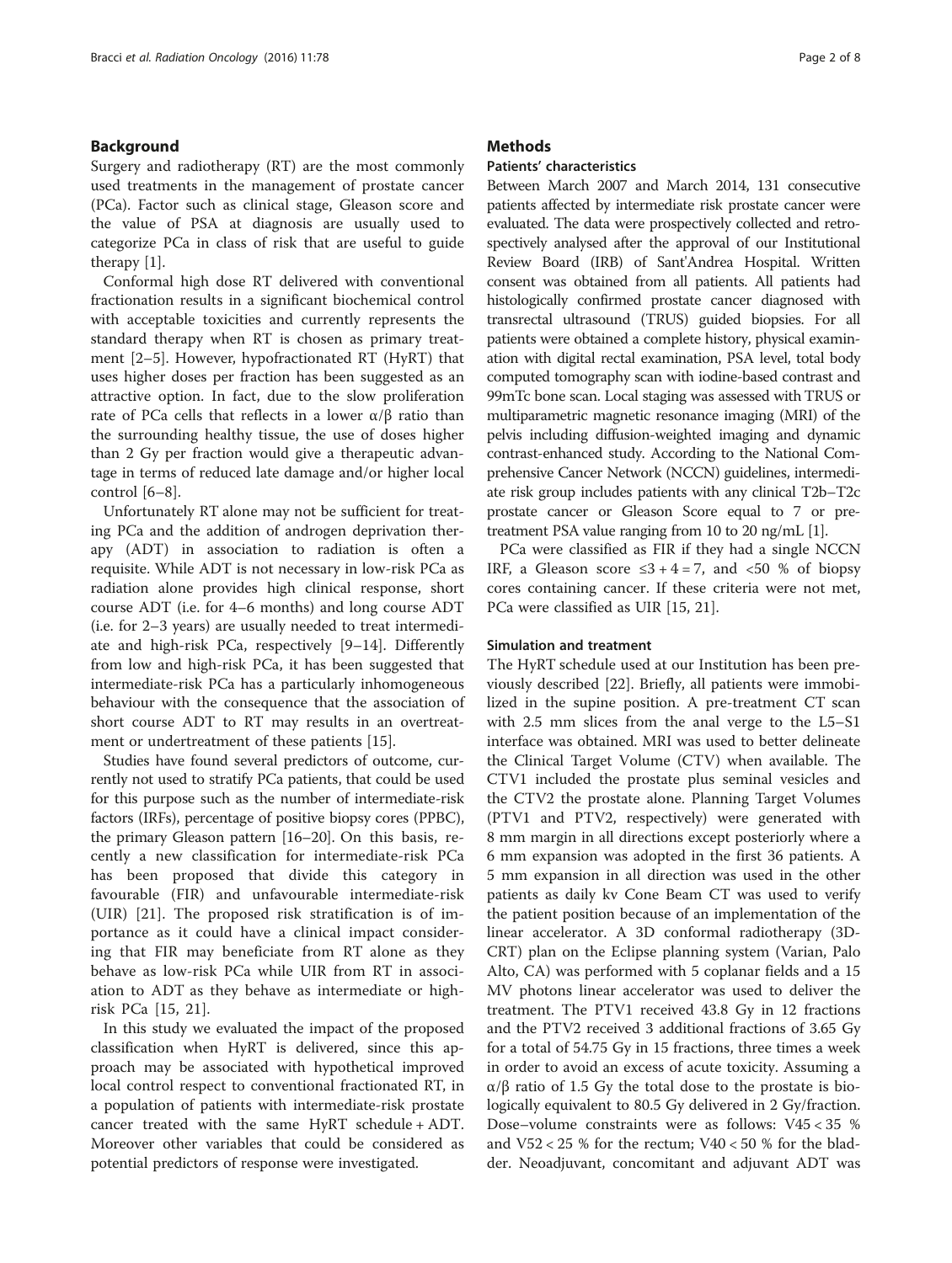## Background

Surgery and radiotherapy (RT) are the most commonly used treatments in the management of prostate cancer (PCa). Factor such as clinical stage, Gleason score and the value of PSA at diagnosis are usually used to categorize PCa in class of risk that are useful to guide therapy [1].

Conformal high dose RT delivered with conventional fractionation results in a significant biochemical control with acceptable toxicities and currently represents the standard therapy when RT is chosen as primary treatment [2–5]. However, hypofractionated RT (HyRT) that uses higher doses per fraction has been suggested as an attractive option. In fact, due to the slow proliferation rate of PCa cells that reflects in a lower $\alpha/\beta$ ratio than the surrounding healthy tissue, the use of doses higher than 2 Gy per fraction would give a therapeutic advantage in terms of reduced late damage and/or higher local control [6–8].

Unfortunately RT alone may not be sufficient for treating PCa and the addition of androgen deprivation therapy (ADT) in association to radiation is often a requisite. While ADT is not necessary in low-risk PCa as radiation alone provides high clinical response, short course ADT (i.e. for 4–6 months) and long course ADT (i.e. for 2–3 years) are usually needed to treat intermediate and high-risk PCa, respectively [9–14]. Differently from low and high-risk PCa, it has been suggested that intermediate-risk PCa has a particularly inhomogeneous behaviour with the consequence that the association of short course ADT to RT may results in an overtreatment or undertreatment of these patients [15].

Studies have found several predictors of outcome, currently not used to stratify PCa patients, that could be used for this purpose such as the number of intermediate-risk factors (IRFs), percentage of positive biopsy cores (PPBC), the primary Gleason pattern [16–20]. On this basis, recently a new classification for intermediate-risk PCa has been proposed that divide this category in favourable (FIR) and unfavourable intermediate-risk (UIR) [21]. The proposed risk stratification is of importance as it could have a clinical impact considering that FIR may beneficiate from RT alone as they behave as low-risk PCa while UIR from RT in association to ADT as they behave as intermediate or high-risk PCa [15, 21].

In this study we evaluated the impact of the proposed classification when HyRT is delivered, since this approach may be associated with hypothetical improved local control respect to conventional fractionated RT, in a population of patients with intermediate-risk prostate cancer treated with the same HyRT schedule + ADT. Moreover other variables that could be considered as potential predictors of response were investigated.

## Methods

### Patients' characteristics

Between March 2007 and March 2014, 131 consecutive patients affected by intermediate risk prostate cancer were evaluated. The data were prospectively collected and retrospectively analysed after the approval of our Institutional Review Board (IRB) of Sant'Andrea Hospital. Written consent was obtained from all patients. All patients had histologically confirmed prostate cancer diagnosed with transrectal ultrasound (TRUS) guided biopsies. For all patients were obtained a complete history, physical examination with digital rectal examination, PSA level, total body computed tomography scan with iodine-based contrast and 99mTc bone scan. Local staging was assessed with TRUS or multiparametric magnetic resonance imaging (MRI) of the pelvis including diffusion-weighted imaging and dynamic contrast-enhanced study. According to the National Comprehensive Cancer Network (NCCN) guidelines, intermediate risk group includes patients with any clinical T2b–T2c prostate cancer or Gleason Score equal to 7 or pretreatment PSA value ranging from 10 to 20 ng/mL [1].

PCa were classified as FIR if they had a single NCCN IRF, a Gleason score $\leq 3 + 4 = 7$, and <50 % of biopsy cores containing cancer. If these criteria were not met, PCa were classified as UIR [15, 21].

### Simulation and treatment

The HyRT schedule used at our Institution has been previously described [22]. Briefly, all patients were immobilized in the supine position. A pre-treatment CT scan with 2.5 mm slices from the anal verge to the L5–S1 interface was obtained. MRI was used to better delineate the Clinical Target Volume (CTV) when available. The CTV1 included the prostate plus seminal vesicles and the CTV2 the prostate alone. Planning Target Volumes (PTV1 and PTV2, respectively) were generated with 8 mm margin in all directions except posteriorly where a 6 mm expansion was adopted in the first 36 patients. A 5 mm expansion in all direction was used in the other patients as daily kv Cone Beam CT was used to verify the patient position because of an implementation of the linear accelerator. A 3D conformal radiotherapy (3D-CRT) plan on the Eclipse planning system (Varian, Palo Alto, CA) was performed with 5 coplanar fields and a 15 MV photons linear accelerator was used to deliver the treatment. The PTV1 received 43.8 Gy in 12 fractions and the PTV2 received 3 additional fractions of 3.65 Gy for a total of 54.75 Gy in 15 fractions, three times a week in order to avoid an excess of acute toxicity. Assuming a $\alpha/\beta$ ratio of 1.5 Gy the total dose to the prostate is biologically equivalent to 80.5 Gy delivered in 2 Gy/fraction. Dose–volume constraints were as follows: $V45 < 35$ % and $V52 < 25$ % for the rectum; $V40 < 50$ % for the bladder. Neoadjuvant, concomitant and adjuvant ADT was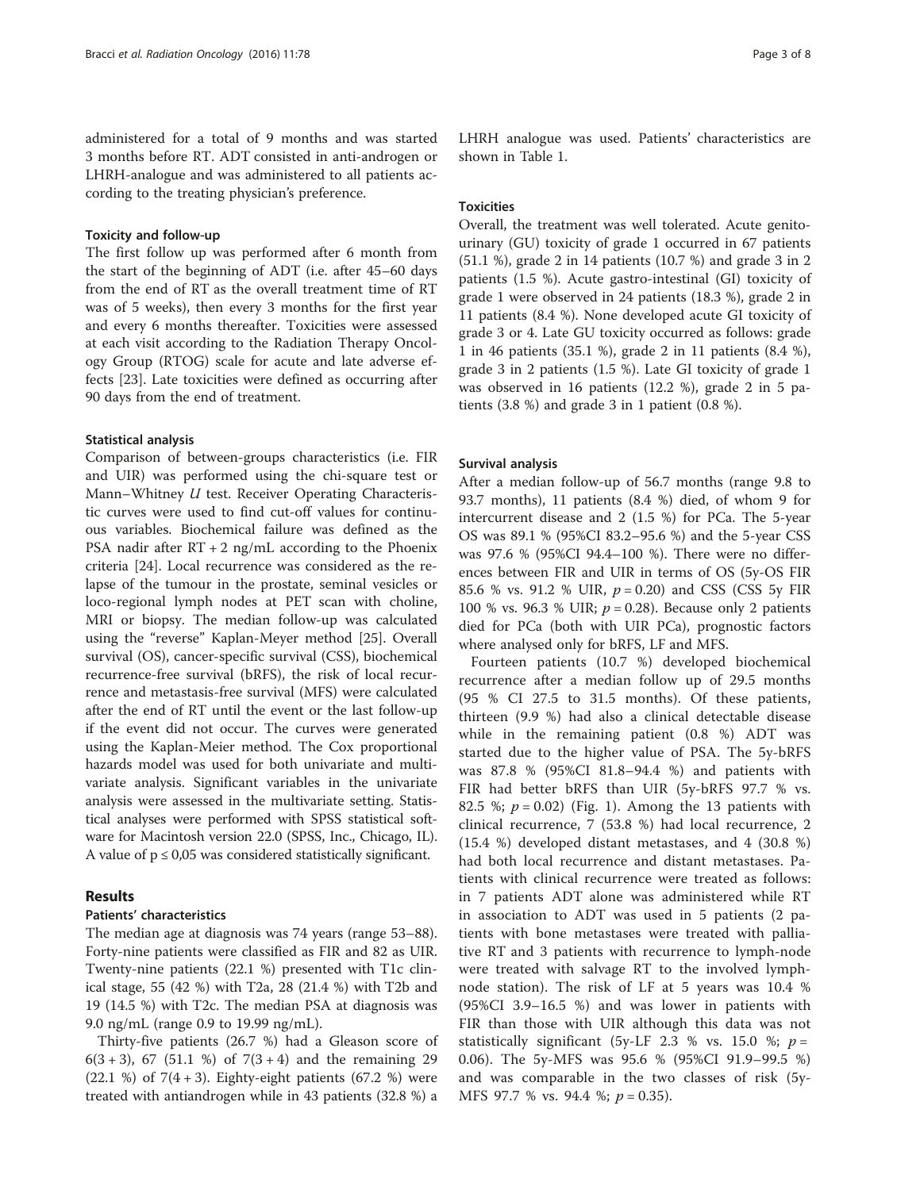administered for a total of 9 months and was started 3 months before RT. ADT consisted in anti-androgen or LHRH-analogue and was administered to all patients according to the treating physician's preference.

### Toxicity and follow-up

The first follow up was performed after 6 month from the start of the beginning of ADT (i.e. after 45–60 days from the end of RT as the overall treatment time of RT was of 5 weeks), then every 3 months for the first year and every 6 months thereafter. Toxicities were assessed at each visit according to the Radiation Therapy Oncology Group (RTOG) scale for acute and late adverse effects [23]. Late toxicities were defined as occurring after 90 days from the end of treatment.

### Statistical analysis

Comparison of between-groups characteristics (i.e. FIR and UIR) was performed using the chi-square test or Mann–Whitney *U* test. Receiver Operating Characteristic curves were used to find cut-off values for continuous variables. Biochemical failure was defined as the PSA nadir after RT + 2 ng/mL according to the Phoenix criteria [24]. Local recurrence was considered as the relapse of the tumour in the prostate, seminal vesicles or loco-regional lymph nodes at PET scan with choline, MRI or biopsy. The median follow-up was calculated using the "reverse" Kaplan-Meyer method [25]. Overall survival (OS), cancer-specific survival (CSS), biochemical recurrence-free survival (bRFS), the risk of local recurrence and metastasis-free survival (MFS) were calculated after the end of RT until the event or the last follow-up if the event did not occur. The curves were generated using the Kaplan-Meier method. The Cox proportional hazards model was used for both univariate and multivariate analysis. Significant variables in the univariate analysis were assessed in the multivariate setting. Statistical analyses were performed with SPSS statistical software for Macintosh version 22.0 (SPSS, Inc., Chicago, IL). A value of $p \leq 0,05$ was considered statistically significant.

## Results

### Patients' characteristics

The median age at diagnosis was 74 years (range 53–88). Forty-nine patients were classified as FIR and 82 as UIR. Twenty-nine patients (22.1 %) presented with T1c clinical stage, 55 (42 %) with T2a, 28 (21.4 %) with T2b and 19 (14.5 %) with T2c. The median PSA at diagnosis was 9.0 ng/mL (range 0.9 to 19.99 ng/mL).

Thirty-five patients (26.7 %) had a Gleason score of 6(3 + 3), 67 (51.1 %) of 7(3 + 4) and the remaining 29 (22.1 %) of 7(4 + 3). Eighty-eight patients (67.2 %) were treated with antiandrogen while in 43 patients (32.8 %) a LHRH analogue was used. Patients' characteristics are shown in Table 1.

### Toxicities

Overall, the treatment was well tolerated. Acute genitourinary (GU) toxicity of grade 1 occurred in 67 patients (51.1 %), grade 2 in 14 patients (10.7 %) and grade 3 in 2 patients (1.5 %). Acute gastro-intestinal (GI) toxicity of grade 1 were observed in 24 patients (18.3 %), grade 2 in 11 patients (8.4 %). None developed acute GI toxicity of grade 3 or 4. Late GU toxicity occurred as follows: grade 1 in 46 patients (35.1 %), grade 2 in 11 patients (8.4 %), grade 3 in 2 patients (1.5 %). Late GI toxicity of grade 1 was observed in 16 patients (12.2 %), grade 2 in 5 patients (3.8 %) and grade 3 in 1 patient (0.8 %).

### Survival analysis

After a median follow-up of 56.7 months (range 9.8 to 93.7 months), 11 patients (8.4 %) died, of whom 9 for intercurrent disease and 2 (1.5 %) for PCa. The 5-year OS was 89.1 % (95%CI 83.2–95.6 %) and the 5-year CSS was 97.6 % (95%CI 94.4–100 %). There were no differences between FIR and UIR in terms of OS (5y-OS FIR 85.6 % vs. 91.2 % UIR, $p = 0.20$) and CSS (CSS 5y FIR 100 % vs. 96.3 % UIR; $p = 0.28$). Because only 2 patients died for PCa (both with UIR PCa), prognostic factors where analysed only for bRFS, LF and MFS.

Fourteen patients (10.7 %) developed biochemical recurrence after a median follow up of 29.5 months (95 % CI 27.5 to 31.5 months). Of these patients, thirteen (9.9 %) had also a clinical detectable disease while in the remaining patient (0.8 %) ADT was started due to the higher value of PSA. The 5y-bRFS was 87.8 % (95%CI 81.8–94.4 %) and patients with FIR had better bRFS than UIR (5y-bRFS 97.7 % vs. 82.5 %; $p = 0.02$) (Fig. 1). Among the 13 patients with clinical recurrence, 7 (53.8 %) had local recurrence, 2 (15.4 %) developed distant metastases, and 4 (30.8 %) had both local recurrence and distant metastases. Patients with clinical recurrence were treated as follows: in 7 patients ADT alone was administered while RT in association to ADT was used in 5 patients (2 patients with bone metastases were treated with palliative RT and 3 patients with recurrence to lymph-node were treated with salvage RT to the involved lymph-node station). The risk of LF at 5 years was 10.4 % (95%CI 3.9–16.5 %) and was lower in patients with FIR than those with UIR although this data was not statistically significant (5y-LF 2.3 % vs. 15.0 %; $p = 0.06$). The 5y-MFS was 95.6 % (95%CI 91.9–99.5 %) and was comparable in the two classes of risk (5y-MFS 97.7 % vs. 94.4 %; $p = 0.35$).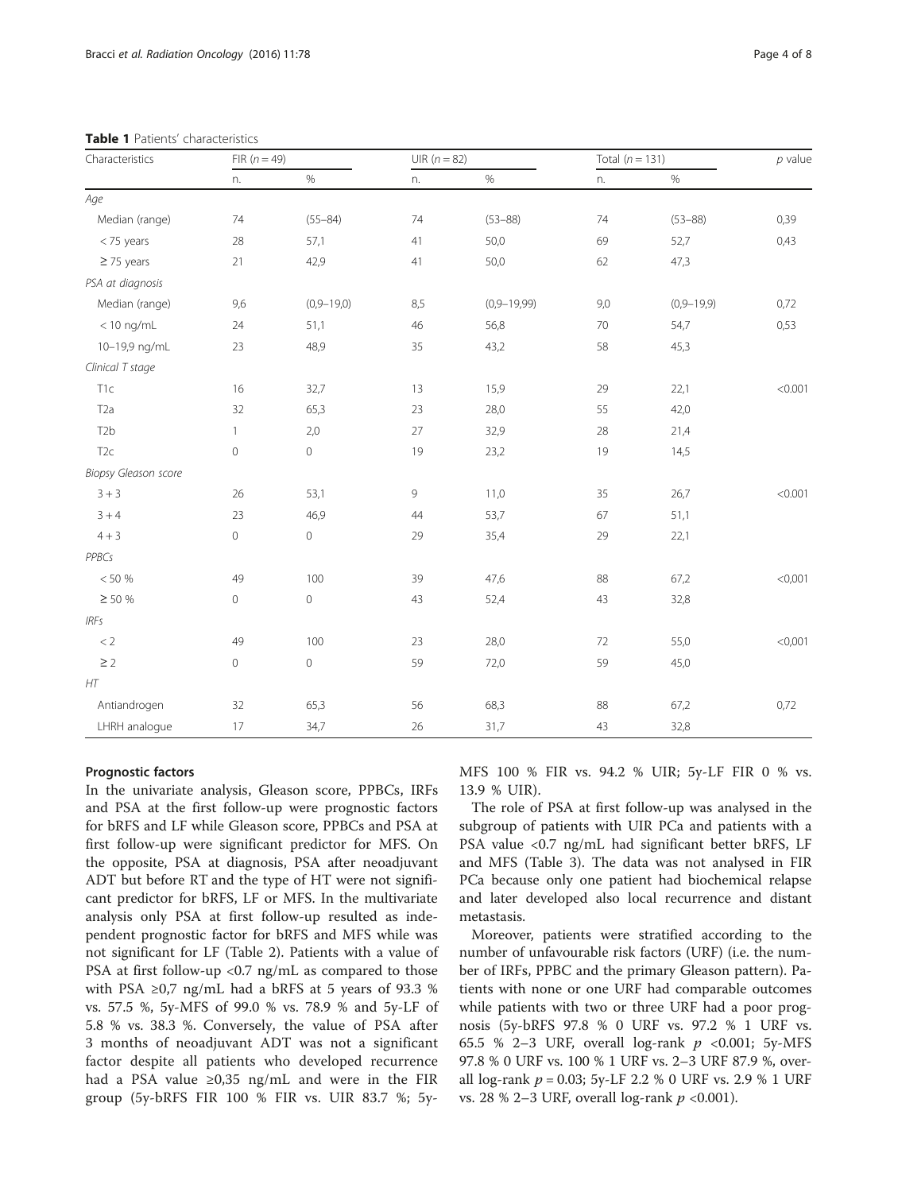**Table 1** Patients' characteristics

| Characteristics | FIR (n = 49) | | UIR (n = 82) | | Total (n = 131) | | p value |
|---|---|---|---|---|---|---|---|
| | n. | % | n. | % | n. | % | |
| *Age* | | | | | | | |
| Median (range) | 74 | (55–84) | 74 | (53–88) | 74 | (53–88) | 0,39 |
| < 75 years | 28 | 57,1 | 41 | 50,0 | 69 | 52,7 | 0,43 |
| ≥ 75 years | 21 | 42,9 | 41 | 50,0 | 62 | 47,3 | |
| *PSA at diagnosis* | | | | | | | |
| Median (range) | 9,6 | (0,9–19,0) | 8,5 | (0,9–19,99) | 9,0 | (0,9–19,9) | 0,72 |
| < 10 ng/mL | 24 | 51,1 | 46 | 56,8 | 70 | 54,7 | 0,53 |
| 10–19,9 ng/mL | 23 | 48,9 | 35 | 43,2 | 58 | 45,3 | |
| *Clinical T stage* | | | | | | | |
| T1c | 16 | 32,7 | 13 | 15,9 | 29 | 22,1 | <0.001 |
| T2a | 32 | 65,3 | 23 | 28,0 | 55 | 42,0 | |
| T2b | 1 | 2,0 | 27 | 32,9 | 28 | 21,4 | |
| T2c | 0 | 0 | 19 | 23,2 | 19 | 14,5 | |
| *Biopsy Gleason score* | | | | | | | |
| 3 + 3 | 26 | 53,1 | 9 | 11,0 | 35 | 26,7 | <0.001 |
| 3 + 4 | 23 | 46,9 | 44 | 53,7 | 67 | 51,1 | |
| 4 + 3 | 0 | 0 | 29 | 35,4 | 29 | 22,1 | |
| *PPBCs* | | | | | | | |
| < 50 % | 49 | 100 | 39 | 47,6 | 88 | 67,2 | <0,001 |
| ≥ 50 % | 0 | 0 | 43 | 52,4 | 43 | 32,8 | |
| *IRFs* | | | | | | | |
| < 2 | 49 | 100 | 23 | 28,0 | 72 | 55,0 | <0,001 |
| ≥ 2 | 0 | 0 | 59 | 72,0 | 59 | 45,0 | |
| *HT* | | | | | | | |
| Antiandrogen | 32 | 65,3 | 56 | 68,3 | 88 | 67,2 | 0,72 |
| LHRH analogue | 17 | 34,7 | 26 | 31,7 | 43 | 32,8 | |

### Prognostic factors

In the univariate analysis, Gleason score, PPBCs, IRFs and PSA at the first follow-up were prognostic factors for bRFS and LF while Gleason score, PPBCs and PSA at first follow-up were significant predictor for MFS. On the opposite, PSA at diagnosis, PSA after neoadjuvant ADT but before RT and the type of HT were not significant predictor for bRFS, LF or MFS. In the multivariate analysis only PSA at first follow-up resulted as independent prognostic factor for bRFS and MFS while was not significant for LF (Table 2). Patients with a value of PSA at first follow-up <0.7 ng/mL as compared to those with PSA ≥0,7 ng/mL had a bRFS at 5 years of 93.3 % vs. 57.5 %, 5y-MFS of 99.0 % vs. 78.9 % and 5y-LF of 5.8 % vs. 38.3 %. Conversely, the value of PSA after 3 months of neoadjuvant ADT was not a significant factor despite all patients who developed recurrence had a PSA value ≥0,35 ng/mL and were in the FIR group (5y-bRFS FIR 100 % FIR vs. UIR 83.7 %; 5y-MFS 100 % FIR vs. 94.2 % UIR; 5y-LF FIR 0 % vs. 13.9 % UIR).

The role of PSA at first follow-up was analysed in the subgroup of patients with UIR PCa and patients with a PSA value <0.7 ng/mL had significant better bRFS, LF and MFS (Table 3). The data was not analysed in FIR PCa because only one patient had biochemical relapse and later developed also local recurrence and distant metastasis.

Moreover, patients were stratified according to the number of unfavourable risk factors (URF) (i.e. the number of IRFs, PPBC and the primary Gleason pattern). Patients with none or one URF had comparable outcomes while patients with two or three URF had a poor prognosis (5y-bRFS 97.8 % 0 URF vs. 97.2 % 1 URF vs. 65.5 % 2–3 URF, overall log-rank $p$ <0.001; 5y-MFS 97.8 % 0 URF vs. 100 % 1 URF vs. 2–3 URF 87.9 %, overall log-rank $p = 0.03$; 5y-LF 2.2 % 0 URF vs. 2.9 % 1 URF vs. 28 % 2–3 URF, overall log-rank $p$ <0.001).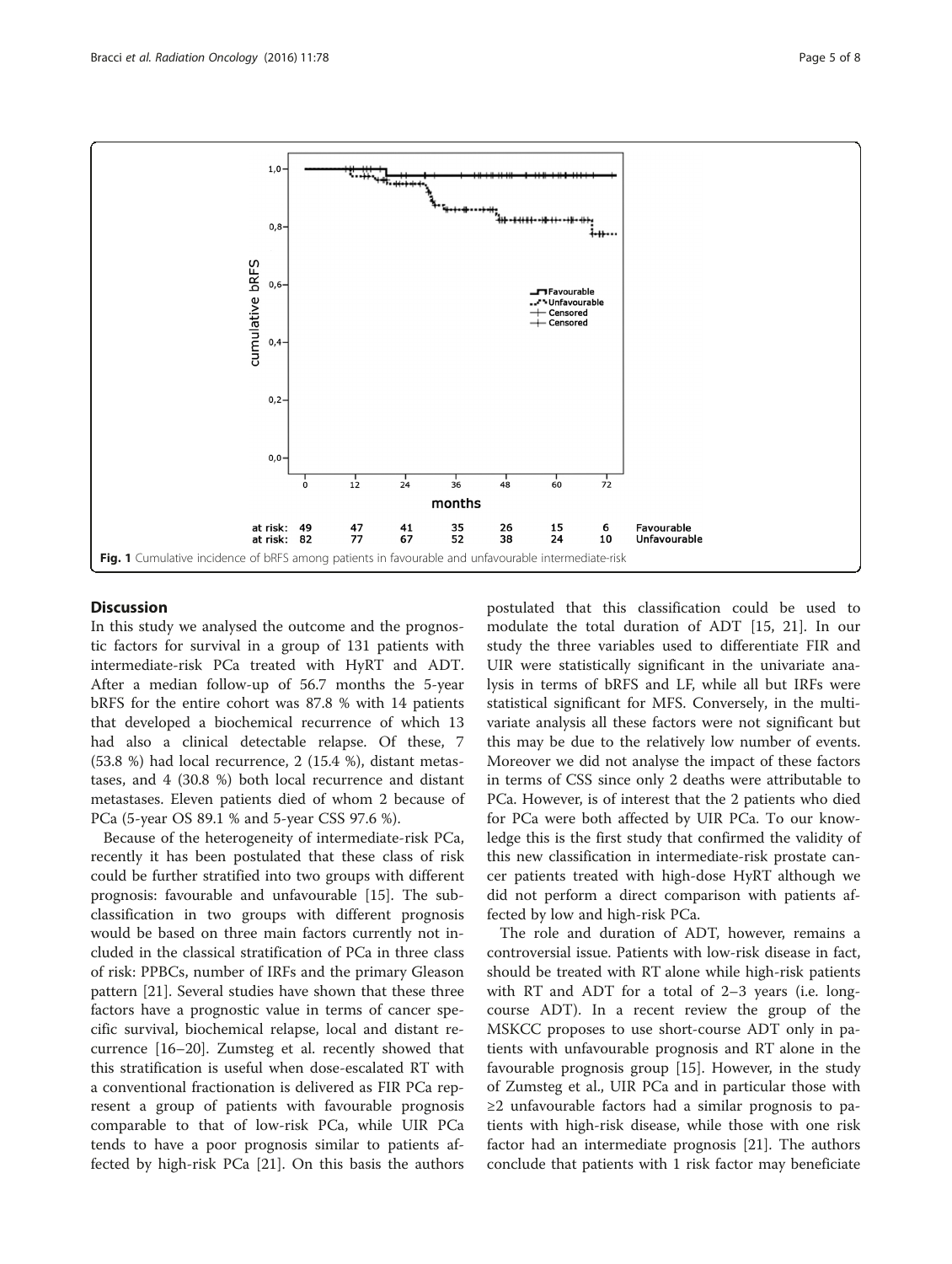Fig. 1 Cumulative incidence of bRFS among patients in favourable and unfavourable intermediate-risk

## Discussion

In this study we analysed the outcome and the prognostic factors for survival in a group of 131 patients with intermediate-risk PCa treated with HyRT and ADT. After a median follow-up of 56.7 months the 5-year bRFS for the entire cohort was 87.8 % with 14 patients that developed a biochemical recurrence of which 13 had also a clinical detectable relapse. Of these, 7 (53.8 %) had local recurrence, 2 (15.4 %), distant metastases, and 4 (30.8 %) both local recurrence and distant metastases. Eleven patients died of whom 2 because of PCa (5-year OS 89.1 % and 5-year CSS 97.6 %).

Because of the heterogeneity of intermediate-risk PCa, recently it has been postulated that these class of risk could be further stratified into two groups with different prognosis: favourable and unfavourable [15]. The subclassification in two groups with different prognosis would be based on three main factors currently not included in the classical stratification of PCa in three class of risk: PPBCs, number of IRFs and the primary Gleason pattern [21]. Several studies have shown that these three factors have a prognostic value in terms of cancer specific survival, biochemical relapse, local and distant recurrence [16–20]. Zumsteg et al. recently showed that this stratification is useful when dose-escalated RT with a conventional fractionation is delivered as FIR PCa represent a group of patients with favourable prognosis comparable to that of low-risk PCa, while UIR PCa tends to have a poor prognosis similar to patients affected by high-risk PCa [21]. On this basis the authors postulated that this classification could be used to modulate the total duration of ADT [15, 21]. In our study the three variables used to differentiate FIR and UIR were statistically significant in the univariate analysis in terms of bRFS and LF, while all but IRFs were statistical significant for MFS. Conversely, in the multivariate analysis all these factors were not significant but this may be due to the relatively low number of events. Moreover we did not analyse the impact of these factors in terms of CSS since only 2 deaths were attributable to PCa. However, is of interest that the 2 patients who died for PCa were both affected by UIR PCa. To our knowledge this is the first study that confirmed the validity of this new classification in intermediate-risk prostate cancer patients treated with high-dose HyRT although we did not perform a direct comparison with patients affected by low and high-risk PCa.

The role and duration of ADT, however, remains a controversial issue. Patients with low-risk disease in fact, should be treated with RT alone while high-risk patients with RT and ADT for a total of 2–3 years (i.e. long-course ADT). In a recent review the group of the MSKCC proposes to use short-course ADT only in patients with unfavourable prognosis and RT alone in the favourable prognosis group [15]. However, in the study of Zumsteg et al., UIR PCa and in particular those with ≥2 unfavourable factors had a similar prognosis to patients with high-risk disease, while those with one risk factor had an intermediate prognosis [21]. The authors conclude that patients with 1 risk factor may beneficiate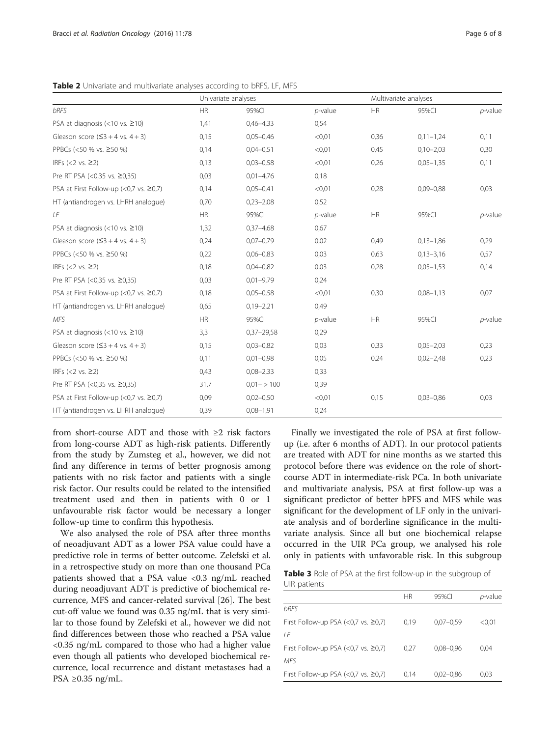**Table 2** Univariate and multivariate analyses according to bRFS, LF, MFS

| | Univariate analyses | | | Multivariate analyses | | |
|---|---|---|---|---|---|---|
| *bRFS* | HR | 95%CI | *p*-value | HR | 95%CI | *p*-value |
| PSA at diagnosis (<10 vs. ≥10) | 1,41 | 0,46–4,33 | 0,54 | | | |
| Gleason score (≦3 + 4 vs. 4 + 3) | 0,15 | 0,05–0,46 | <0,01 | 0,36 | 0,11–1,24 | 0,11 |
| PPBCs (<50 % vs. ≥50 %) | 0,14 | 0,04–0,51 | <0,01 | 0,45 | 0,10–2,03 | 0,30 |
| IRFs (<2 vs. ≥2) | 0,13 | 0,03–0,58 | <0,01 | 0,26 | 0,05–1,35 | 0,11 |
| Pre RT PSA (<0,35 vs. ≥0,35) | 0,03 | 0,01–4,76 | 0,18 | | | |
| PSA at First Follow-up (<0,7 vs. ≥0,7) | 0,14 | 0,05–0,41 | <0,01 | 0,28 | 0,09–0,88 | 0,03 |
| HT (antiandrogen vs. LHRH analogue) | 0,70 | 0,23–2,08 | 0,52 | | | |
| *LF* | HR | 95%CI | *p*-value | HR | 95%CI | *p*-value |
| PSA at diagnosis (<10 vs. ≥10) | 1,32 | 0,37–4,68 | 0,67 | | | |
| Gleason score (≦3 + 4 vs. 4 + 3) | 0,24 | 0,07–0,79 | 0,02 | 0,49 | 0,13–1,86 | 0,29 |
| PPBCs (<50 % vs. ≥50 %) | 0,22 | 0,06–0,83 | 0,03 | 0,63 | 0,13–3,16 | 0,57 |
| IRFs (<2 vs. ≥2) | 0,18 | 0,04–0,82 | 0,03 | 0,28 | 0,05–1,53 | 0,14 |
| Pre RT PSA (<0,35 vs. ≥0,35) | 0,03 | 0,01–9,79 | 0,24 | | | |
| PSA at First Follow-up (<0,7 vs. ≥0,7) | 0,18 | 0,05–0,58 | <0,01 | 0,30 | 0,08–1,13 | 0,07 |
| HT (antiandrogen vs. LHRH analogue) | 0,65 | 0,19–2,21 | 0,49 | | | |
| *MFS* | HR | 95%CI | *p*-value | HR | 95%CI | *p*-value |
| PSA at diagnosis (<10 vs. ≥10) | 3,3 | 0,37–29,58 | 0,29 | | | |
| Gleason score (≦3 + 4 vs. 4 + 3) | 0,15 | 0,03–0,82 | 0,03 | 0,33 | 0,05–2,03 | 0,23 |
| PPBCs (<50 % vs. ≥50 %) | 0,11 | 0,01–0,98 | 0,05 | 0,24 | 0,02–2,48 | 0,23 |
| IRFs (<2 vs. ≥2) | 0,43 | 0,08–2,33 | 0,33 | | | |
| Pre RT PSA (<0,35 vs. ≥0,35) | 31,7 | 0,01– > 100 | 0,39 | | | |
| PSA at First Follow-up (<0,7 vs. ≥0,7) | 0,09 | 0,02–0,50 | <0,01 | 0,15 | 0,03–0,86 | 0,03 |
| HT (antiandrogen vs. LHRH analogue) | 0,39 | 0,08–1,91 | 0,24 | | | |

from short-course ADT and those with ≥2 risk factors from long-course ADT as high-risk patients. Differently from the study by Zumsteg et al., however, we did not find any difference in terms of better prognosis among patients with no risk factor and patients with a single risk factor. Our results could be related to the intensified treatment used and then in patients with 0 or 1 unfavourable risk factor would be necessary a longer follow-up time to confirm this hypothesis.

We also analysed the role of PSA after three months of neoadjuvant ADT as a lower PSA value could have a predictive role in terms of better outcome. Zelefski et al. in a retrospective study on more than one thousand PCa patients showed that a PSA value <0.3 ng/mL reached during neoadjuvant ADT is predictive of biochemical recurrence, MFS and cancer-related survival [26]. The best cut-off value we found was 0.35 ng/mL that is very similar to those found by Zelefski et al., however we did not find differences between those who reached a PSA value <0.35 ng/mL compared to those who had a higher value even though all patients who developed biochemical recurrence, local recurrence and distant metastases had a PSA ≥0.35 ng/mL.

Finally we investigated the role of PSA at first follow-up (i.e. after 6 months of ADT). In our protocol patients are treated with ADT for nine months as we started this protocol before there was evidence on the role of short-course ADT in intermediate-risk PCa. In both univariate and multivariate analysis, PSA at first follow-up was a significant predictor of better bPFS and MFS while was significant for the development of LF only in the univariate analysis and of borderline significance in the multivariate analysis. Since all but one biochemical relapse occurred in the UIR PCa group, we analysed his role only in patients with unfavorable risk. In this subgroup

**Table 3** Role of PSA at the first follow-up in the subgroup of UIR patients

| | HR | 95%CI | *p*-value |
|---|---|---|---|
| *bRFS* | | | |
| First Follow-up PSA (<0,7 vs. ≥0,7) | 0,19 | 0,07–0,59 | <0,01 |
| *LF* | | | |
| First Follow-up PSA (<0,7 vs. ≥0,7) | 0,27 | 0,08–0,96 | 0,04 |
| *MFS* | | | |
| First Follow-up PSA (<0,7 vs. ≥0,7) | 0,14 | 0,02–0,86 | 0,03 |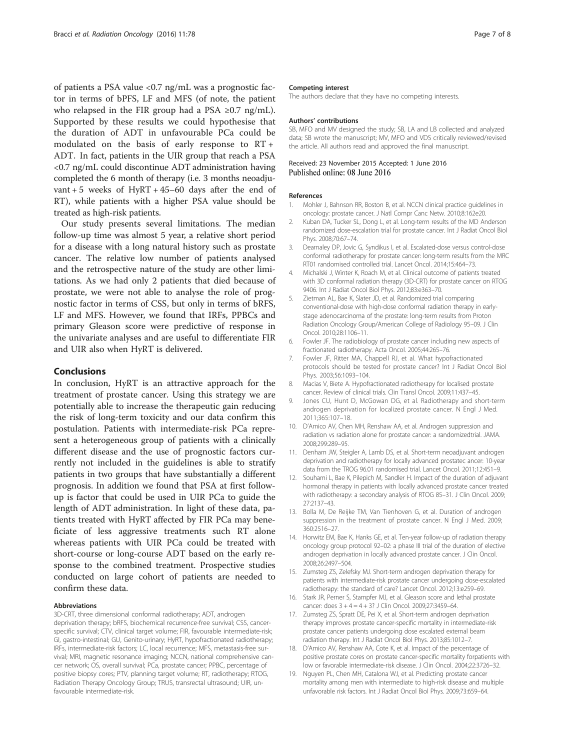of patients a PSA value <0.7 ng/mL was a prognostic factor in terms of bPFS, LF and MFS (of note, the patient who relapsed in the FIR group had a PSA ≥0.7 ng/mL). Supported by these results we could hypothesise that the duration of ADT in unfavourable PCa could be modulated on the basis of early response to RT + ADT. In fact, patients in the UIR group that reach a PSA <0.7 ng/mL could discontinue ADT administration having completed the 6 month of therapy (i.e. 3 months neoadjuvant + 5 weeks of HyRT + 45–60 days after the end of RT), while patients with a higher PSA value should be treated as high-risk patients.

Our study presents several limitations. The median follow-up time was almost 5 year, a relative short period for a disease with a long natural history such as prostate cancer. The relative low number of patients analysed and the retrospective nature of the study are other limitations. As we had only 2 patients that died because of prostate, we were not able to analyse the role of prognostic factor in terms of CSS, but only in terms of bRFS, LF and MFS. However, we found that IRFs, PPBCs and primary Gleason score were predictive of response in the univariate analyses and are useful to differentiate FIR and UIR also when HyRT is delivered.

## Conclusions

In conclusion, HyRT is an attractive approach for the treatment of prostate cancer. Using this strategy we are potentially able to increase the therapeutic gain reducing the risk of long-term toxicity and our data confirm this postulation. Patients with intermediate-risk PCa represent a heterogeneous group of patients with a clinically different disease and the use of prognostic factors currently not included in the guidelines is able to stratify patients in two groups that have substantially a different prognosis. In addition we found that PSA at first follow-up is factor that could be used in UIR PCa to guide the length of ADT administration. In light of these data, patients treated with HyRT affected by FIR PCa may benefiiciate of less aggressive treatments such RT alone whereas patients with UIR PCa could be treated with short-course or long-course ADT based on the early response to the combined treatment. Prospective studies conducted on large cohort of patients are needed to confirm these data.

#### Abbreviations

3D-CRT, three dimensional conformal radiotherapy; ADT, androgen deprivation therapy; bRFS, biochemical recurrence-free survival; CSS, cancer-specific survival; CTV, clinical target volume; FIR, favourable intermediate-risk; GI, gastro-intestinal; GU, Genito-urinary; HyRT, hypofractionated radiotherapy; IRFs, intermediate-risk factors; LC, local recurrence; MFS, metastasis-free survival; MRI, magnetic resonance imaging; NCCN, national comprehensive cancer network; OS, overall survival; PCa, prostate cancer; PPBC, percentage of positive biopsy cores; PTV, planning target volume; RT, radiotherapy; RTOG, Radiation Therapy Oncology Group; TRUS, transrectal ultrasound; UIR, unfavourable intermediate-risk.

#### Competing interest

The authors declare that they have no competing interests.

#### Authors' contributions

SB, MFO and MV designed the study; SB, LA and LB collected and analyzed data; SB wrote the manuscript; MV, MFO and VDS critically reviewed/revised the article. All authors read and approved the final manuscript.

Received: 23 November 2015 Accepted: 1 June 2016
Published online: 08 June 2016

#### References

1. Mohler J, Bahnson RR, Boston B, et al. NCCN clinical practice guidelines in oncology: prostate cancer. J Natl Compr Canc Netw. 2010;8:162e20.
2. Kuban DA, Tucker SL, Dong L, et al. Long-term results of the MD Anderson randomized dose-escalation trial for prostate cancer. Int J Radiat Oncol Biol Phys. 2008;70:67–74.
3. Dearnaley DP, Jovic G, Syndikus I, et al. Escalated-dose versus control-dose conformal radiotherapy for prostate cancer: long-term results from the MRC RT01 randomised controlled trial. Lancet Oncol. 2014;15:464–73.
4. Michalski J, Winter K, Roach M, et al. Clinical outcome of patients treated with 3D conformal radiation therapy (3D-CRT) for prostate cancer on RTOG 9406. Int J Radiat Oncol Biol Phys. 2012;83:e363–70.
5. Zietman AL, Bae K, Slater JD, et al. Randomized trial comparing conventional-dose with high-dose conformal radiation therapy in early-stage adenocarcinoma of the prostate: long-term results from Proton Radiation Oncology Group/American College of Radiology 95–09. J Clin Oncol. 2010;28:1106–11.
6. Fowler JF. The radiobiology of prostate cancer including new aspects of fractionated radiotherapy. Acta Oncol. 2005;44:265–76.
7. Fowler JF, Ritter MA, Chappell RJ, et al. What hypofractionated protocols should be tested for prostate cancer? Int J Radiat Oncol Biol Phys. 2003;56:1093–104.
8. Macias V, Biete A. Hypofractionated radiotherapy for localised prostate cancer. Review of clinical trials. Clin Transl Oncol. 2009;11:437–45.
9. Jones CU, Hunt D, McGowan DG, et al. Radiotherapy and short-term androgen deprivation for localized prostate cancer. N Engl J Med. 2011;365:107–18.
10. D'Amico AV, Chen MH, Renshaw AA, et al. Androgen suppression and radiation vs radiation alone for prostate cancer: a randomizedtrial. JAMA. 2008;299:289–95.
11. Denham JW, Steigler A, Lamb DS, et al. Short-term neoadjuvant androgen deprivation and radiotherapy for locally advanced prostatec ancer: 10-year data from the TROG 96.01 randomised trial. Lancet Oncol. 2011;12:451–9.
12. Souhami L, Bae K, Pilepich M, Sandler H. Impact of the duration of adjuvant hormonal therapy in patients with locally advanced prostate cancer treated with radiotherapy: a secondary analysis of RTOG 85–31. J Clin Oncol. 2009; 27:2137–43.
13. Bolla M, De Reijke TM, Van Tienhoven G, et al. Duration of androgen suppression in the treatment of prostate cancer. N Engl J Med. 2009; 360:2516–27.
14. Horwitz EM, Bae K, Hanks GE, et al. Ten-year follow-up of radiation therapy oncology group protocol 92–02: a phase III trial of the duration of elective androgen deprivation in locally advanced prostate cancer. J Clin Oncol. 2008;26:2497–504.
15. Zumsteg ZS, Zelefsky MJ. Short-term androgen deprivation therapy for patients with intermediate-risk prostate cancer undergoing dose-escalated radiotherapy: the standard of care? Lancet Oncol. 2012;13:e259–69.
16. Stark JR, Perner S, Stampfer MJ, et al. Gleason score and lethal prostate cancer: does 3 + 4 = 4 + 3? J Clin Oncol. 2009;27:3459–64.
17. Zumsteg ZS, Spratt DE, Pei X, et al. Short-term androgen deprivation therapy improves prostate cancer-specific mortality in intermediate-risk prostate cancer patients undergoing dose escalated external beam radiation therapy. Int J Radiat Oncol Biol Phys. 2013;85:1012–7.
18. D'Amico AV, Renshaw AA, Cote K, et al. Impact of the percentage of positive prostate cores on prostate cancer-specific mortality forpatients with low or favorable intermediate-risk disease. J Clin Oncol. 2004;22:3726–32.
19. Nguyen PL, Chen MH, Catalona WJ, et al. Predicting prostate cancer mortality among men with intermediate to high-risk disease and multiple unfavorable risk factors. Int J Radiat Oncol Biol Phys. 2009;73:659–64.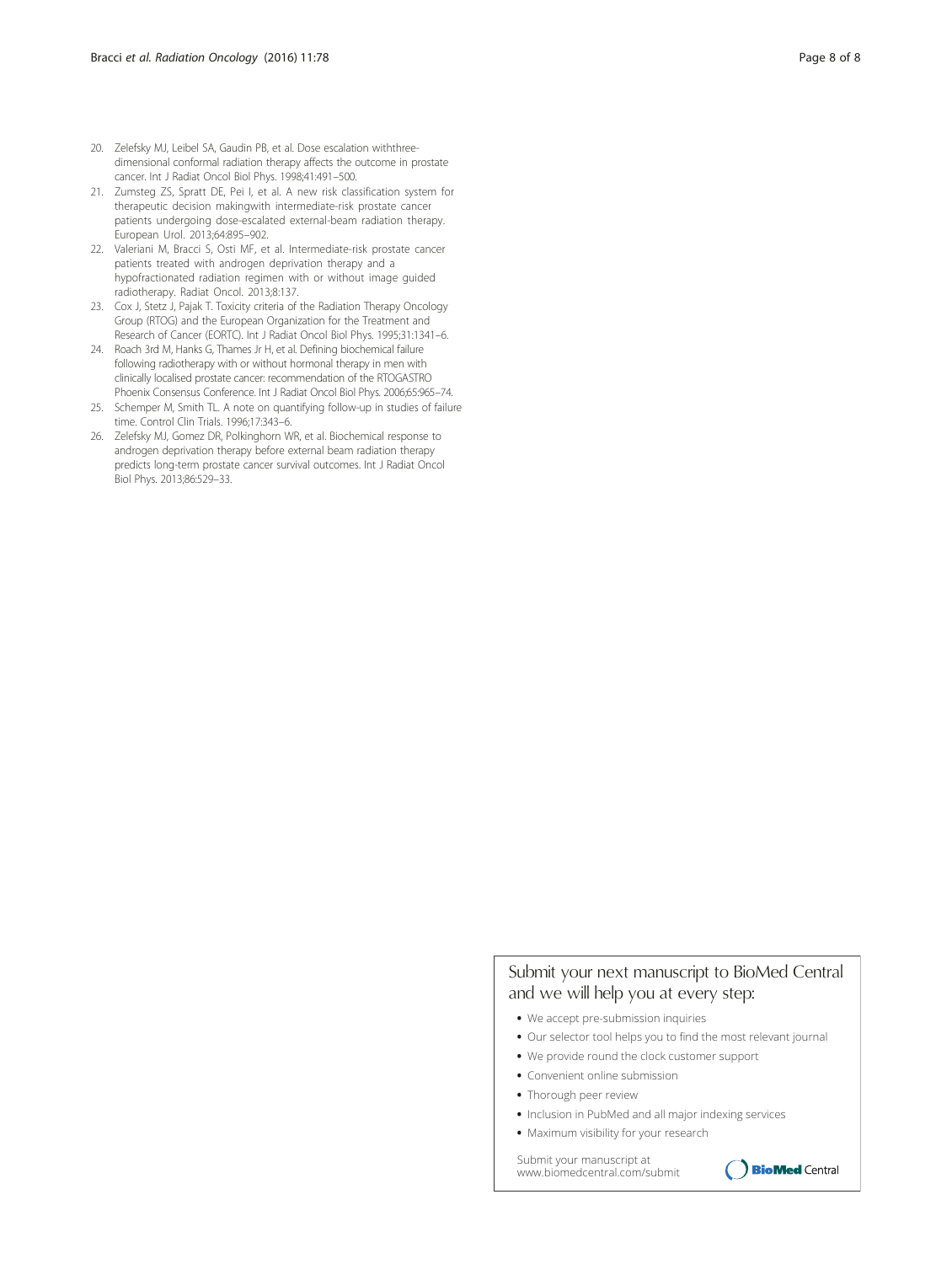20. Zelefsky MJ, Leibel SA, Gaudin PB, et al. Dose escalation withthree-dimensional conformal radiation therapy affects the outcome in prostate cancer. Int J Radiat Oncol Biol Phys. 1998;41:491–500.
21. Zumsteg ZS, Spratt DE, Pei I, et al. A new risk classification system for therapeutic decision makingwith intermediate-risk prostate cancer patients undergoing dose-escalated external-beam radiation therapy. European Urol. 2013;64:895–902.
22. Valeriani M, Bracci S, Osti MF, et al. Intermediate-risk prostate cancer patients treated with androgen deprivation therapy and a hypofractionated radiation regimen with or without image guided radiotherapy. Radiat Oncol. 2013;8:137.
23. Cox J, Stetz J, Pajak T. Toxicity criteria of the Radiation Therapy Oncology Group (RTOG) and the European Organization for the Treatment and Research of Cancer (EORTC). Int J Radiat Oncol Biol Phys. 1995;31:1341–6.
24. Roach 3rd M, Hanks G, Thames Jr H, et al. Defining biochemical failure following radiotherapy with or without hormonal therapy in men with clinically localised prostate cancer: recommendation of the RTOGASTRO Phoenix Consensus Conference. Int J Radiat Oncol Biol Phys. 2006;65:965–74.
25. Schemper M, Smith TL. A note on quantifying follow-up in studies of failure time. Control Clin Trials. 1996;17:343–6.
26. Zelefsky MJ, Gomez DR, Polkinghorn WR, et al. Biochemical response to androgen deprivation therapy before external beam radiation therapy predicts long-term prostate cancer survival outcomes. Int J Radiat Oncol Biol Phys. 2013;86:529–33.

Submit your next manuscript to BioMed Central and we will help you at every step:

- We accept pre-submission inquiries
- Our selector tool helps you to find the most relevant journal
- We provide round the clock customer support
- Convenient online submission
- Thorough peer review
- Inclusion in PubMed and all major indexing services
- Maximum visibility for your research

Submit your manuscript at
www.biomedcentral.com/submit

BioMed Central